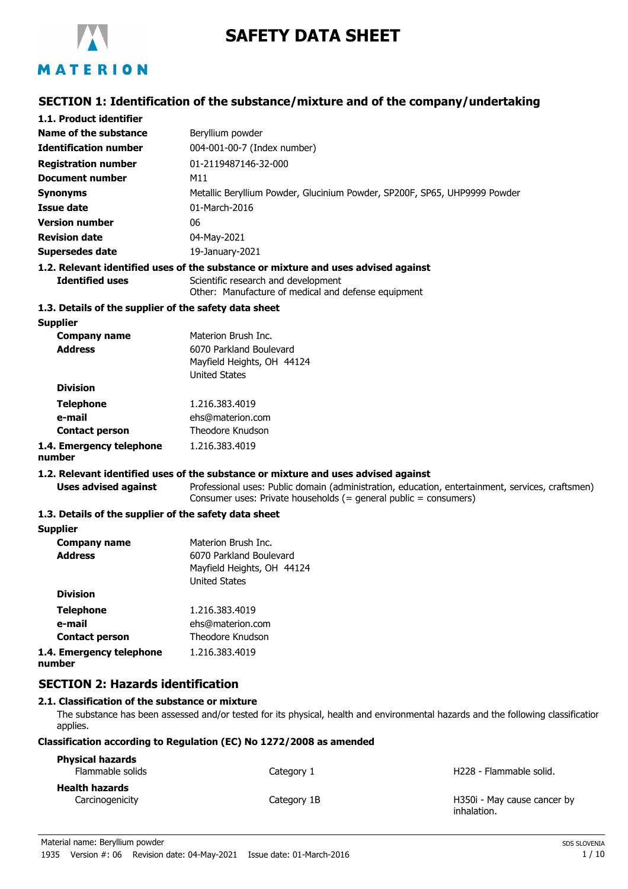# SAFETY DATA SHEET

## SECTION 1: Identification of the substance/mixture and of the company/undertaking

### 1.1. Product identifier

| | |
|---|---|
| **Name of the substance** | Beryllium powder |
| **Identification number** | 004-001-00-7 (Index number) |
| **Registration number** | 01-2119487146-32-000 |
| **Document number** | M11 |
| **Synonyms** | Metallic Beryllium Powder, Glucinium Powder, SP200F, SP65, UHP9999 Powder |
| **Issue date** | 01-March-2016 |
| **Version number** | 06 |
| **Revision date** | 04-May-2021 |
| **Supersedes date** | 19-January-2021 |

### 1.2. Relevant identified uses of the substance or mixture and uses advised against

**Identified uses** Scientific research and development
Other: Manufacture of medical and defense equipment

### 1.3. Details of the supplier of the safety data sheet

**Supplier**

| | |
|---|---|
| **Company name** | Materion Brush Inc. |
| **Address** | 6070 Parkland Boulevard<br>Mayfield Heights, OH 44124<br>United States |
| **Division** | |
| **Telephone** | 1.216.383.4019 |
| **e-mail** | ehs@materion.com |
| **Contact person** | Theodore Knudson |

### 1.4. Emergency telephone number

1.216.383.4019

### 1.2. Relevant identified uses of the substance or mixture and uses advised against

**Uses advised against** Professional uses: Public domain (administration, education, entertainment, services, craftsmen)
Consumer uses: Private households (= general public = consumers)

### 1.3. Details of the supplier of the safety data sheet

**Supplier**

| | |
|---|---|
| **Company name** | Materion Brush Inc. |
| **Address** | 6070 Parkland Boulevard<br>Mayfield Heights, OH 44124<br>United States |
| **Division** | |
| **Telephone** | 1.216.383.4019 |
| **e-mail** | ehs@materion.com |
| **Contact person** | Theodore Knudson |

### 1.4. Emergency telephone number

1.216.383.4019

## SECTION 2: Hazards identification

### 2.1. Classification of the substance or mixture

The substance has been assessed and/or tested for its physical, health and environmental hazards and the following classification applies.

**Classification according to Regulation (EC) No 1272/2008 as amended**

| | | |
|---|---|---|
| **Physical hazards** | | |
| Flammable solids | Category 1 | H228 - Flammable solid. |
| **Health hazards** | | |
| Carcinogenicity | Category 1B | H350i - May cause cancer by inhalation. |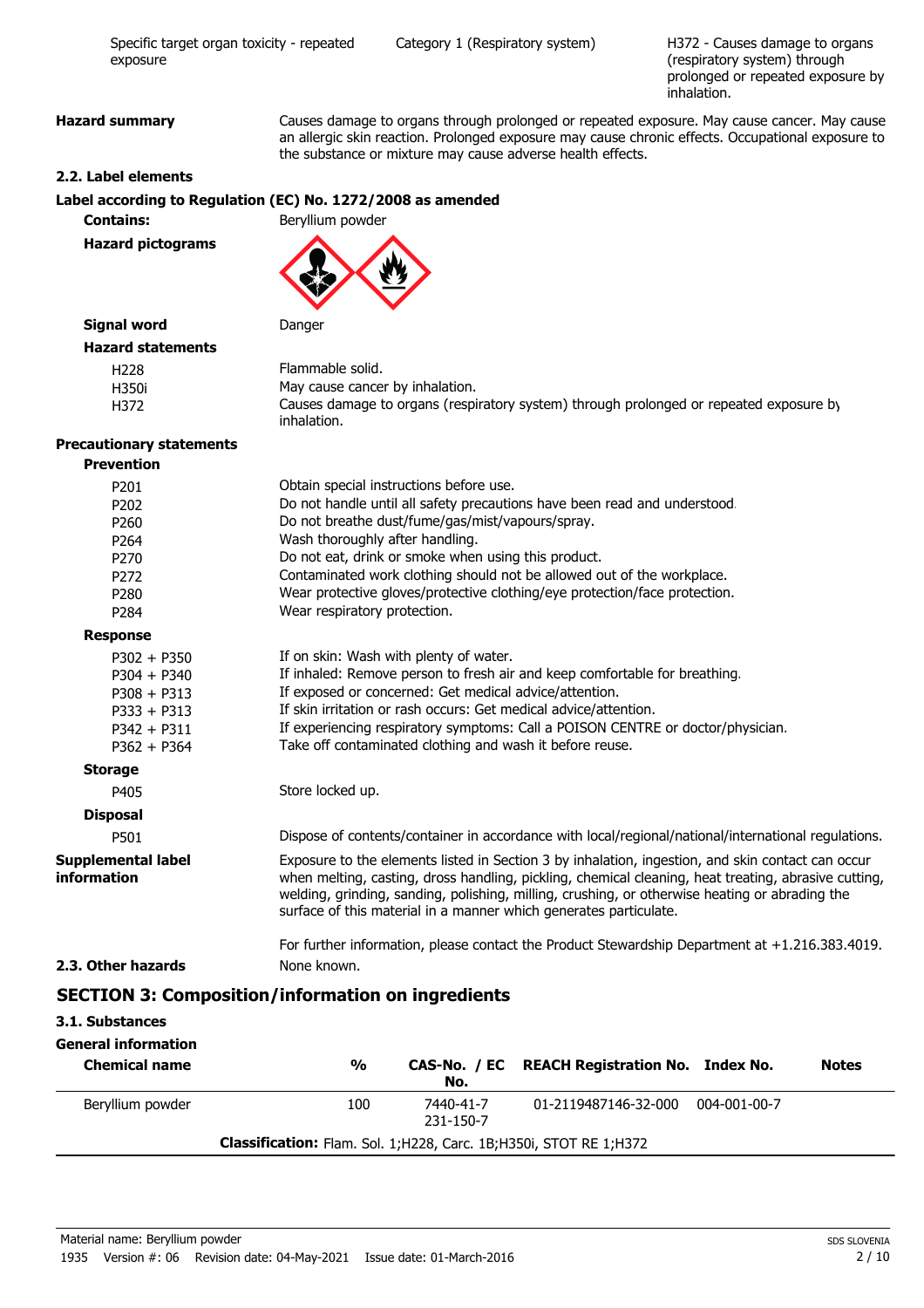| Specific target organ toxicity - repeated exposure | Category 1 (Respiratory system) | H372 - Causes damage to organs (respiratory system) through prolonged or repeated exposure by inhalation. |
|---|---|---|

**Hazard summary** Causes damage to organs through prolonged or repeated exposure. May cause cancer. May cause an allergic skin reaction. Prolonged exposure may cause chronic effects. Occupational exposure to the substance or mixture may cause adverse health effects.

### 2.2. Label elements

**Label according to Regulation (EC) No. 1272/2008 as amended**

**Contains:** Beryllium powder

**Hazard pictograms**

**Signal word** Danger

**Hazard statements**

| | |
|---|---|
| H228 | Flammable solid. |
| H350i | May cause cancer by inhalation. |
| H372 | Causes damage to organs (respiratory system) through prolonged or repeated exposure by inhalation. |

**Precautionary statements**

**Prevention**

| | |
|---|---|
| P201 | Obtain special instructions before use. |
| P202 | Do not handle until all safety precautions have been read and understood. |
| P260 | Do not breathe dust/fume/gas/mist/vapours/spray. |
| P264 | Wash thoroughly after handling. |
| P270 | Do not eat, drink or smoke when using this product. |
| P272 | Contaminated work clothing should not be allowed out of the workplace. |
| P280 | Wear protective gloves/protective clothing/eye protection/face protection. |
| P284 | Wear respiratory protection. |

**Response**

| | |
|---|---|
| P302 + P350 | If on skin: Wash with plenty of water. |
| P304 + P340 | If inhaled: Remove person to fresh air and keep comfortable for breathing. |
| P308 + P313 | If exposed or concerned: Get medical advice/attention. |
| P333 + P313 | If skin irritation or rash occurs: Get medical advice/attention. |
| P342 + P311 | If experiencing respiratory symptoms: Call a POISON CENTRE or doctor/physician. |
| P362 + P364 | Take off contaminated clothing and wash it before reuse. |

**Storage**

| | |
|---|---|
| P405 | Store locked up. |

**Disposal**

| | |
|---|---|
| P501 | Dispose of contents/container in accordance with local/regional/national/international regulations. |

**Supplemental label information** Exposure to the elements listed in Section 3 by inhalation, ingestion, and skin contact can occur when melting, casting, dross handling, pickling, chemical cleaning, heat treating, abrasive cutting, welding, grinding, sanding, polishing, milling, crushing, or otherwise heating or abrading the surface of this material in a manner which generates particulate.

For further information, please contact the Product Stewardship Department at +1.216.383.4019.

### 2.3. Other hazards

None known.

## SECTION 3: Composition/information on ingredients

### 3.1. Substances

**General information**

| Chemical name | % | CAS-No. / EC No. | REACH Registration No. | Index No. | Notes |
|---|---|---|---|---|---|
| Beryllium powder | 100 | 7440-41-7<br>231-150-7 | 01-2119487146-32-000 | 004-001-00-7 | |
| **Classification:** Flam. Sol. 1;H228, Carc. 1B;H350i, STOT RE 1;H372 | | | | | |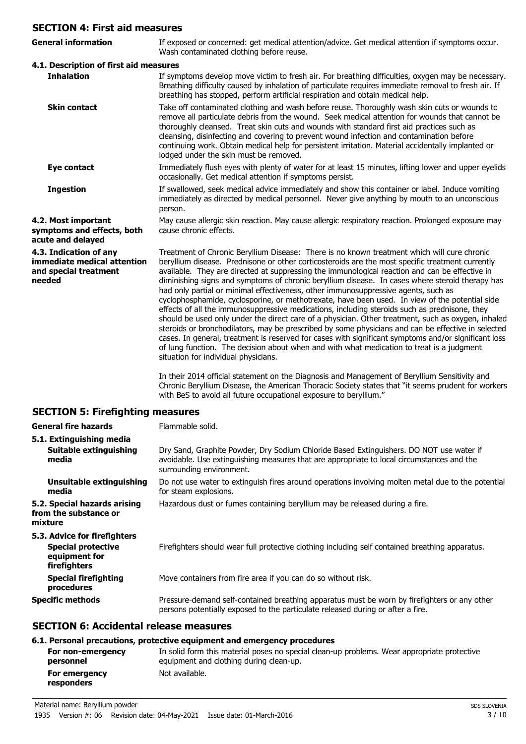## SECTION 4: First aid measures

**General information**
If exposed or concerned: get medical attention/advice. Get medical attention if symptoms occur. Wash contaminated clothing before reuse.

### 4.1. Description of first aid measures

**Inhalation**
If symptoms develop move victim to fresh air. For breathing difficulties, oxygen may be necessary. Breathing difficulty caused by inhalation of particulate requires immediate removal to fresh air. If breathing has stopped, perform artificial respiration and obtain medical help.

**Skin contact**
Take off contaminated clothing and wash before reuse. Thoroughly wash skin cuts or wounds to remove all particulate debris from the wound. Seek medical attention for wounds that cannot be thoroughly cleansed. Treat skin cuts and wounds with standard first aid practices such as cleansing, disinfecting and covering to prevent wound infection and contamination before continuing work. Obtain medical help for persistent irritation. Material accidentally implanted or lodged under the skin must be removed.

**Eye contact**
Immediately flush eyes with plenty of water for at least 15 minutes, lifting lower and upper eyelids occasionally. Get medical attention if symptoms persist.

**Ingestion**
If swallowed, seek medical advice immediately and show this container or label. Induce vomiting immediately as directed by medical personnel. Never give anything by mouth to an unconscious person.

**4.2. Most important symptoms and effects, both acute and delayed**
May cause allergic skin reaction. May cause allergic respiratory reaction. Prolonged exposure may cause chronic effects.

**4.3. Indication of any immediate medical attention and special treatment needed**
Treatment of Chronic Beryllium Disease: There is no known treatment which will cure chronic beryllium disease. Prednisone or other corticosteroids are the most specific treatment currently available. They are directed at suppressing the immunological reaction and can be effective in diminishing signs and symptoms of chronic beryllium disease. In cases where steroid therapy has had only partial or minimal effectiveness, other immunosuppressive agents, such as cyclophosphamide, cyclosporine, or methotrexate, have been used. In view of the potential side effects of all the immunosuppressive medications, including steroids such as prednisone, they should be used only under the direct care of a physician. Other treatment, such as oxygen, inhaled steroids or bronchodilators, may be prescribed by some physicians and can be effective in selected cases. In general, treatment is reserved for cases with significant symptoms and/or significant loss of lung function. The decision about when and with what medication to treat is a judgment situation for individual physicians.

In their 2014 official statement on the Diagnosis and Management of Beryllium Sensitivity and Chronic Beryllium Disease, the American Thoracic Society states that "it seems prudent for workers with BeS to avoid all future occupational exposure to beryllium."

## SECTION 5: Firefighting measures

**General fire hazards**
Flammable solid.

### 5.1. Extinguishing media

**Suitable extinguishing media**
Dry Sand, Graphite Powder, Dry Sodium Chloride Based Extinguishers. DO NOT use water if avoidable. Use extinguishing measures that are appropriate to local circumstances and the surrounding environment.

**Unsuitable extinguishing media**
Do not use water to extinguish fires around operations involving molten metal due to the potential for steam explosions.

**5.2. Special hazards arising from the substance or mixture**
Hazardous dust or fumes containing beryllium may be released during a fire.

### 5.3. Advice for firefighters

**Special protective equipment for firefighters**
Firefighters should wear full protective clothing including self contained breathing apparatus.

**Special firefighting procedures**
Move containers from fire area if you can do so without risk.

**Specific methods**
Pressure-demand self-contained breathing apparatus must be worn by firefighters or any other persons potentially exposed to the particulate released during or after a fire.

## SECTION 6: Accidental release measures

### 6.1. Personal precautions, protective equipment and emergency procedures

**For non-emergency personnel**
In solid form this material poses no special clean-up problems. Wear appropriate protective equipment and clothing during clean-up.

**For emergency responders**
Not available.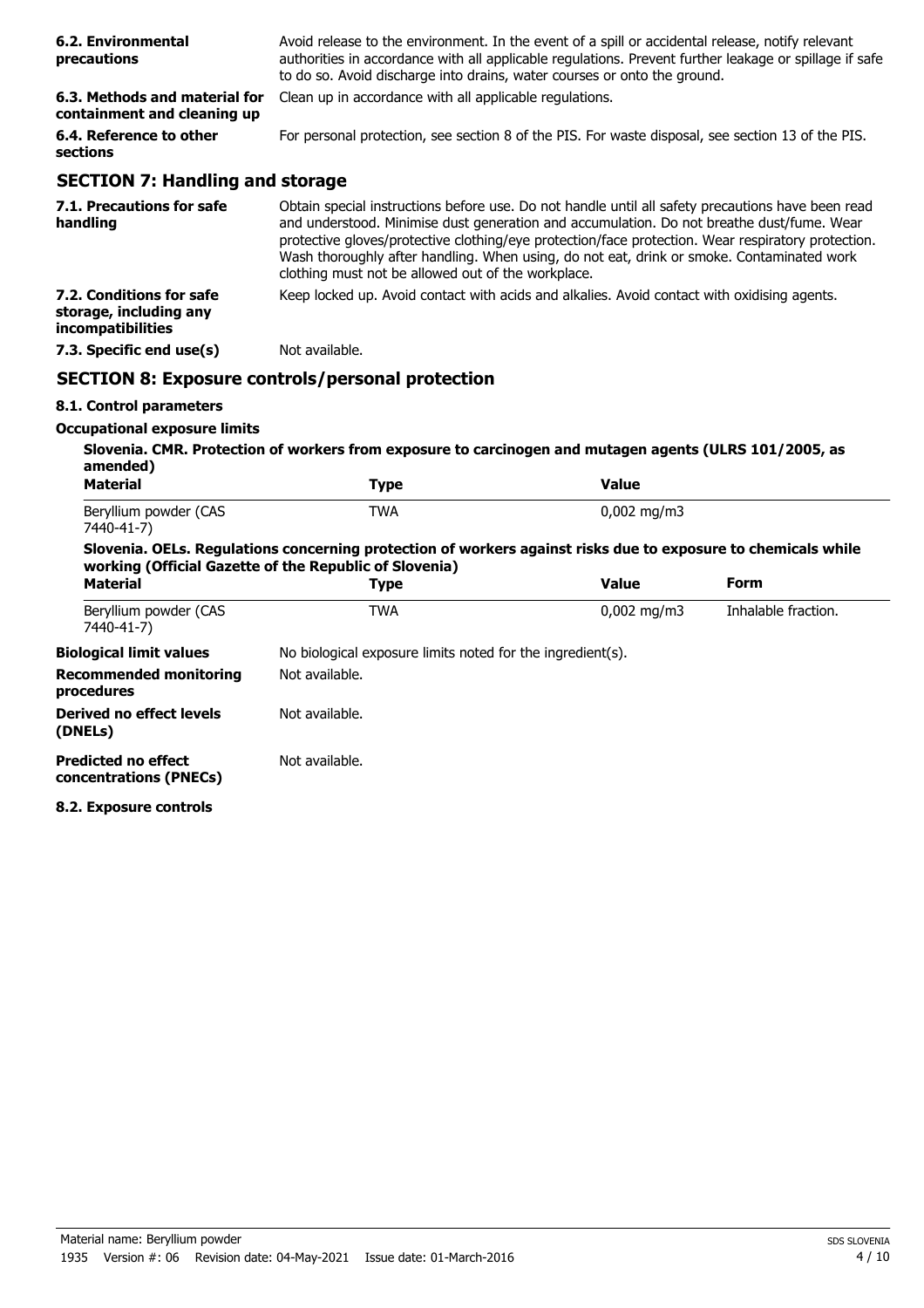| | |
|---|---|
| **6.2. Environmental precautions** | Avoid release to the environment. In the event of a spill or accidental release, notify relevant authorities in accordance with all applicable regulations. Prevent further leakage or spillage if safe to do so. Avoid discharge into drains, water courses or onto the ground. |
| **6.3. Methods and material for containment and cleaning up** | Clean up in accordance with all applicable regulations. |
| **6.4. Reference to other sections** | For personal protection, see section 8 of the PIS. For waste disposal, see section 13 of the PIS. |

## SECTION 7: Handling and storage

| | |
|---|---|
| **7.1. Precautions for safe handling** | Obtain special instructions before use. Do not handle until all safety precautions have been read and understood. Minimise dust generation and accumulation. Do not breathe dust/fume. Wear protective gloves/protective clothing/eye protection/face protection. Wear respiratory protection. Wash thoroughly after handling. When using, do not eat, drink or smoke. Contaminated work clothing must not be allowed out of the workplace. |
| **7.2. Conditions for safe storage, including any incompatibilities** | Keep locked up. Avoid contact with acids and alkalies. Avoid contact with oxidising agents. |
| **7.3. Specific end use(s)** | Not available. |

## SECTION 8: Exposure controls/personal protection

### 8.1. Control parameters

**Occupational exposure limits**

**Slovenia. CMR. Protection of workers from exposure to carcinogen and mutagen agents (ULRS 101/2005, as amended)**

| Material | Type | Value |
|---|---|---|
| Beryllium powder (CAS 7440-41-7) | TWA | 0,002 mg/m3 |

**Slovenia. OELs. Regulations concerning protection of workers against risks due to exposure to chemicals while working (Official Gazette of the Republic of Slovenia)**

| Material | Type | Value | Form |
|---|---|---|---|
| Beryllium powder (CAS 7440-41-7) | TWA | 0,002 mg/m3 | Inhalable fraction. |

| | |
|---|---|
| **Biological limit values** | No biological exposure limits noted for the ingredient(s). |
| **Recommended monitoring procedures** | Not available. |
| **Derived no effect levels (DNELs)** | Not available. |
| **Predicted no effect concentrations (PNECs)** | Not available. |

### 8.2. Exposure controls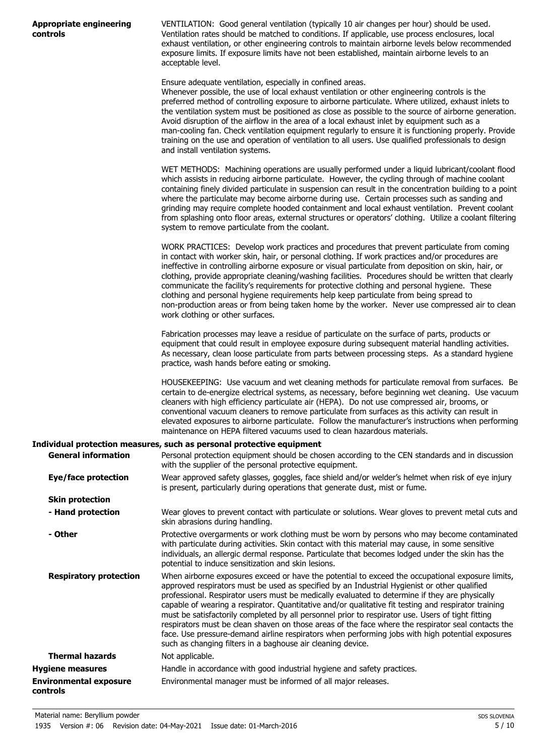**Appropriate engineering controls**

VENTILATION: Good general ventilation (typically 10 air changes per hour) should be used. Ventilation rates should be matched to conditions. If applicable, use process enclosures, local exhaust ventilation, or other engineering controls to maintain airborne levels below recommended exposure limits. If exposure limits have not been established, maintain airborne levels to an acceptable level.

Ensure adequate ventilation, especially in confined areas.
Whenever possible, the use of local exhaust ventilation or other engineering controls is the preferred method of controlling exposure to airborne particulate. Where utilized, exhaust inlets to the ventilation system must be positioned as close as possible to the source of airborne generation. Avoid disruption of the airflow in the area of a local exhaust inlet by equipment such as a man-cooling fan. Check ventilation equipment regularly to ensure it is functioning properly. Provide training on the use and operation of ventilation to all users. Use qualified professionals to design and install ventilation systems.

WET METHODS: Machining operations are usually performed under a liquid lubricant/coolant flood which assists in reducing airborne particulate. However, the cycling through of machine coolant containing finely divided particulate in suspension can result in the concentration building to a point where the particulate may become airborne during use. Certain processes such as sanding and grinding may require complete hooded containment and local exhaust ventilation. Prevent coolant from splashing onto floor areas, external structures or operators' clothing. Utilize a coolant filtering system to remove particulate from the coolant.

WORK PRACTICES: Develop work practices and procedures that prevent particulate from coming in contact with worker skin, hair, or personal clothing. If work practices and/or procedures are ineffective in controlling airborne exposure or visual particulate from deposition on skin, hair, or clothing, provide appropriate cleaning/washing facilities. Procedures should be written that clearly communicate the facility's requirements for protective clothing and personal hygiene. These clothing and personal hygiene requirements help keep particulate from being spread to non-production areas or from being taken home by the worker. Never use compressed air to clean work clothing or other surfaces.

Fabrication processes may leave a residue of particulate on the surface of parts, products or equipment that could result in employee exposure during subsequent material handling activities. As necessary, clean loose particulate from parts between processing steps. As a standard hygiene practice, wash hands before eating or smoking.

HOUSEKEEPING: Use vacuum and wet cleaning methods for particulate removal from surfaces. Be certain to de-energize electrical systems, as necessary, before beginning wet cleaning. Use vacuum cleaners with high efficiency particulate air (HEPA). Do not use compressed air, brooms, or conventional vacuum cleaners to remove particulate from surfaces as this activity can result in elevated exposures to airborne particulate. Follow the manufacturer's instructions when performing maintenance on HEPA filtered vacuums used to clean hazardous materials.

**Individual protection measures, such as personal protective equipment**

**General information**

Personal protection equipment should be chosen according to the CEN standards and in discussion with the supplier of the personal protective equipment.

**Eye/face protection**

Wear approved safety glasses, goggles, face shield and/or welder's helmet when risk of eye injury is present, particularly during operations that generate dust, mist or fume.

**Skin protection**

**- Hand protection**

Wear gloves to prevent contact with particulate or solutions. Wear gloves to prevent metal cuts and skin abrasions during handling.

**- Other**

Protective overgarments or work clothing must be worn by persons who may become contaminated with particulate during activities. Skin contact with this material may cause, in some sensitive individuals, an allergic dermal response. Particulate that becomes lodged under the skin has the potential to induce sensitization and skin lesions.

**Respiratory protection**

When airborne exposures exceed or have the potential to exceed the occupational exposure limits, approved respirators must be used as specified by an Industrial Hygienist or other qualified professional. Respirator users must be medically evaluated to determine if they are physically capable of wearing a respirator. Quantitative and/or qualitative fit testing and respirator training must be satisfactorily completed by all personnel prior to respirator use. Users of tight fitting respirators must be clean shaven on those areas of the face where the respirator seal contacts the face. Use pressure-demand airline respirators when performing jobs with high potential exposures such as changing filters in a baghouse air cleaning device.

**Thermal hazards**

Not applicable.

**Hygiene measures**

Handle in accordance with good industrial hygiene and safety practices.

**Environmental exposure controls**

Environmental manager must be informed of all major releases.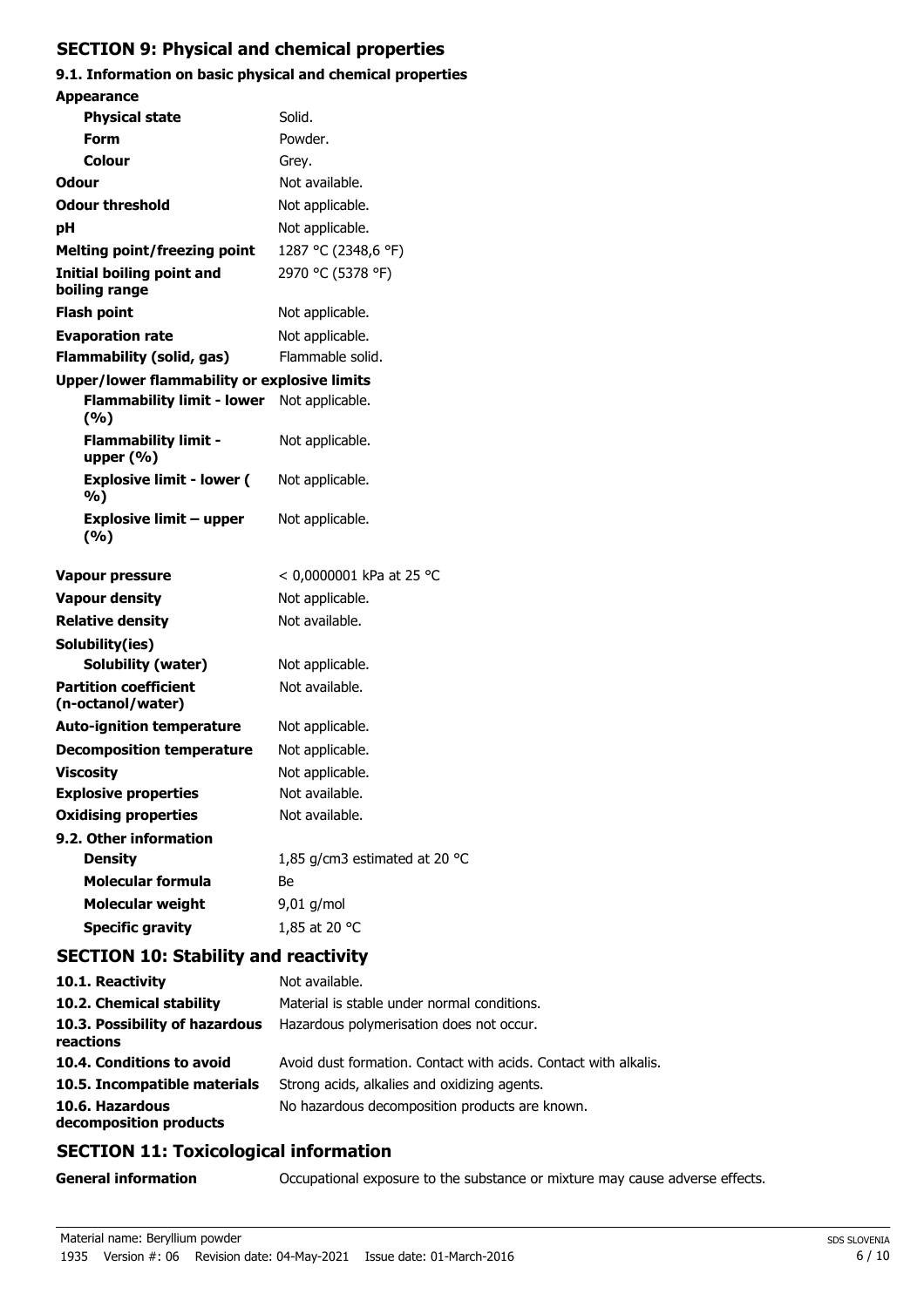## SECTION 9: Physical and chemical properties

### 9.1. Information on basic physical and chemical properties

| | |
|---|---|
| **Appearance** | |
| **Physical state** | Solid. |
| **Form** | Powder. |
| **Colour** | Grey. |
| **Odour** | Not available. |
| **Odour threshold** | Not applicable. |
| **pH** | Not applicable. |
| **Melting point/freezing point** | 1287 °C (2348,6 °F) |
| **Initial boiling point and boiling range** | 2970 °C (5378 °F) |
| **Flash point** | Not applicable. |
| **Evaporation rate** | Not applicable. |
| **Flammability (solid, gas)** | Flammable solid. |
| **Upper/lower flammability or explosive limits** | |
| **Flammability limit - lower (%)** | Not applicable. |
| **Flammability limit - upper (%)** | Not applicable. |
| **Explosive limit - lower ( %)** | Not applicable. |
| **Explosive limit – upper (%)** | Not applicable. |
| **Vapour pressure** | < 0,0000001 kPa at 25 °C |
| **Vapour density** | Not applicable. |
| **Relative density** | Not available. |
| **Solubility(ies)** | |
| **Solubility (water)** | Not applicable. |
| **Partition coefficient (n-octanol/water)** | Not available. |
| **Auto-ignition temperature** | Not applicable. |
| **Decomposition temperature** | Not applicable. |
| **Viscosity** | Not applicable. |
| **Explosive properties** | Not available. |
| **Oxidising properties** | Not available. |
| **9.2. Other information** | |
| **Density** | 1,85 g/cm3 estimated at 20 °C |
| **Molecular formula** | Be |
| **Molecular weight** | 9,01 g/mol |
| **Specific gravity** | 1,85 at 20 °C |

## SECTION 10: Stability and reactivity

| | |
|---|---|
| **10.1. Reactivity** | Not available. |
| **10.2. Chemical stability** | Material is stable under normal conditions. |
| **10.3. Possibility of hazardous reactions** | Hazardous polymerisation does not occur. |
| **10.4. Conditions to avoid** | Avoid dust formation. Contact with acids. Contact with alkalis. |
| **10.5. Incompatible materials** | Strong acids, alkalies and oxidizing agents. |
| **10.6. Hazardous decomposition products** | No hazardous decomposition products are known. |

## SECTION 11: Toxicological information

| | |
|---|---|
| **General information** | Occupational exposure to the substance or mixture may cause adverse effects. |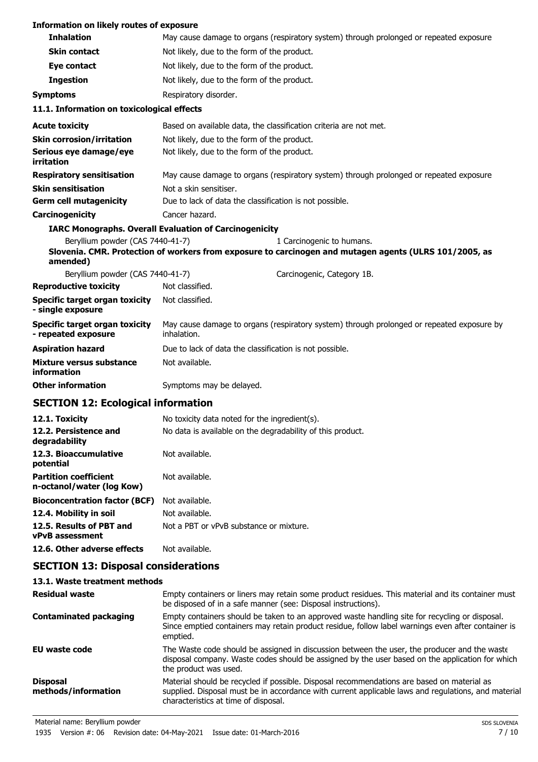**Information on likely routes of exposure**

| | |
|---|---|
| **Inhalation** | May cause damage to organs (respiratory system) through prolonged or repeated exposure |
| **Skin contact** | Not likely, due to the form of the product. |
| **Eye contact** | Not likely, due to the form of the product. |
| **Ingestion** | Not likely, due to the form of the product. |
| **Symptoms** | Respiratory disorder. |

**11.1. Information on toxicological effects**

| | |
|---|---|
| **Acute toxicity** | Based on available data, the classification criteria are not met. |
| **Skin corrosion/irritation** | Not likely, due to the form of the product. |
| **Serious eye damage/eye irritation** | Not likely, due to the form of the product. |
| **Respiratory sensitisation** | May cause damage to organs (respiratory system) through prolonged or repeated exposure |
| **Skin sensitisation** | Not a skin sensitiser. |
| **Germ cell mutagenicity** | Due to lack of data the classification is not possible. |
| **Carcinogenicity** | Cancer hazard. |

**IARC Monographs. Overall Evaluation of Carcinogenicity**

Beryllium powder (CAS 7440-41-7) — 1 Carcinogenic to humans.

**Slovenia. CMR. Protection of workers from exposure to carcinogen and mutagen agents (ULRS 101/2005, as amended)**

Beryllium powder (CAS 7440-41-7) — Carcinogenic, Category 1B.

| | |
|---|---|
| **Reproductive toxicity** | Not classified. |
| **Specific target organ toxicity - single exposure** | Not classified. |
| **Specific target organ toxicity - repeated exposure** | May cause damage to organs (respiratory system) through prolonged or repeated exposure by inhalation. |
| **Aspiration hazard** | Due to lack of data the classification is not possible. |
| **Mixture versus substance information** | Not available. |
| **Other information** | Symptoms may be delayed. |

## SECTION 12: Ecological information

| | |
|---|---|
| **12.1. Toxicity** | No toxicity data noted for the ingredient(s). |
| **12.2. Persistence and degradability** | No data is available on the degradability of this product. |
| **12.3. Bioaccumulative potential** | Not available. |
| **Partition coefficient n-octanol/water (log Kow)** | Not available. |
| **Bioconcentration factor (BCF)** | Not available. |
| **12.4. Mobility in soil** | Not available. |
| **12.5. Results of PBT and vPvB assessment** | Not a PBT or vPvB substance or mixture. |
| **12.6. Other adverse effects** | Not available. |

## SECTION 13: Disposal considerations

**13.1. Waste treatment methods**

| | |
|---|---|
| **Residual waste** | Empty containers or liners may retain some product residues. This material and its container must be disposed of in a safe manner (see: Disposal instructions). |
| **Contaminated packaging** | Empty containers should be taken to an approved waste handling site for recycling or disposal. Since emptied containers may retain product residue, follow label warnings even after container is emptied. |
| **EU waste code** | The Waste code should be assigned in discussion between the user, the producer and the waste disposal company. Waste codes should be assigned by the user based on the application for which the product was used. |
| **Disposal methods/information** | Material should be recycled if possible. Disposal recommendations are based on material as supplied. Disposal must be in accordance with current applicable laws and regulations, and material characteristics at time of disposal. |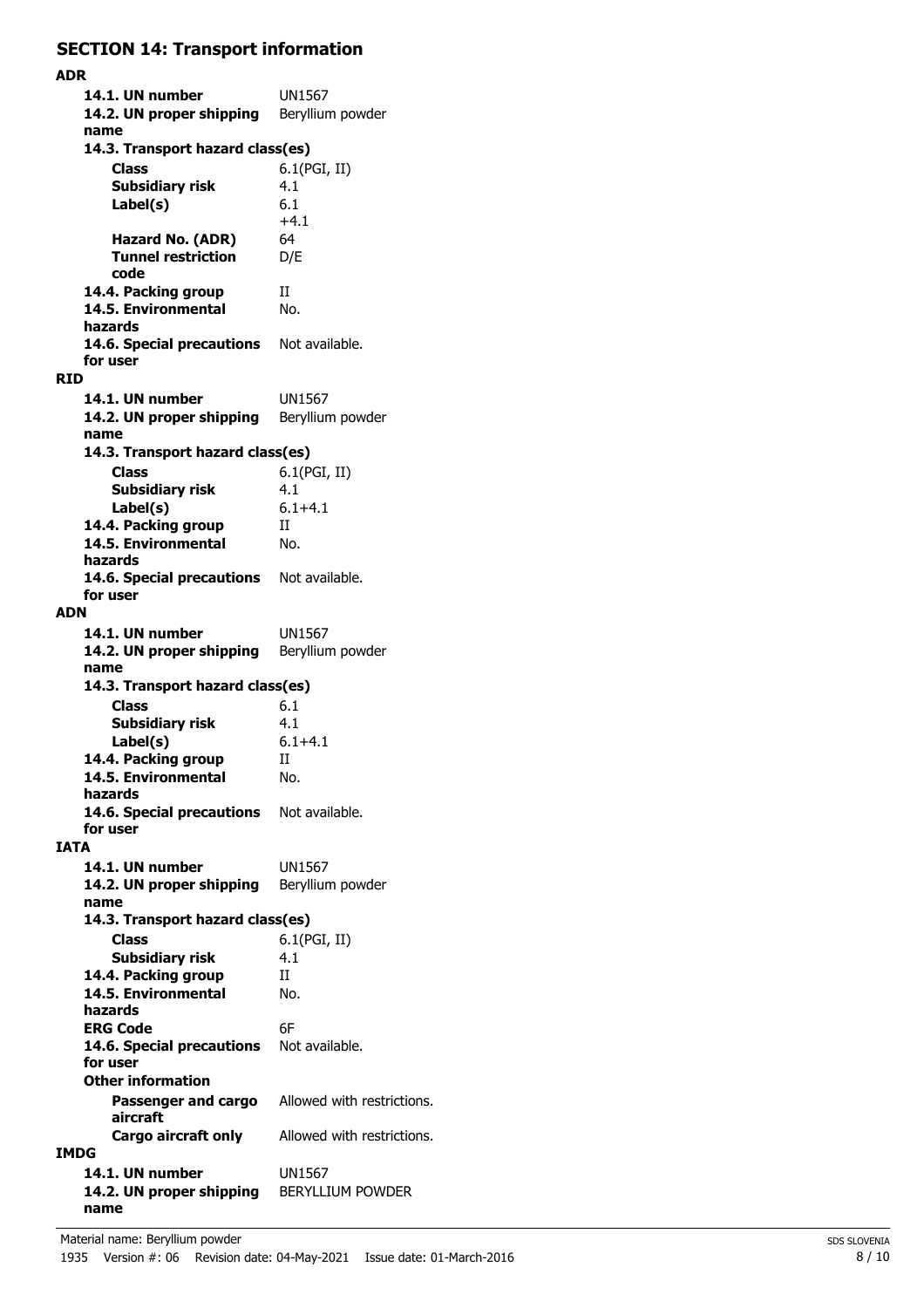## SECTION 14: Transport information

### ADR

| | |
|---|---|
| **14.1. UN number** | UN1567 |
| **14.2. UN proper shipping name** | Beryllium powder |
| **14.3. Transport hazard class(es)** | |
| **Class** | 6.1(PGI, II) |
| **Subsidiary risk** | 4.1 |
| **Label(s)** | 6.1 +4.1 |
| **Hazard No. (ADR)** | 64 |
| **Tunnel restriction code** | D/E |
| **14.4. Packing group** | II |
| **14.5. Environmental hazards** | No. |
| **14.6. Special precautions for user** | Not available. |

### RID

| | |
|---|---|
| **14.1. UN number** | UN1567 |
| **14.2. UN proper shipping name** | Beryllium powder |
| **14.3. Transport hazard class(es)** | |
| **Class** | 6.1(PGI, II) |
| **Subsidiary risk** | 4.1 |
| **Label(s)** | 6.1+4.1 |
| **14.4. Packing group** | II |
| **14.5. Environmental hazards** | No. |
| **14.6. Special precautions for user** | Not available. |

### ADN

| | |
|---|---|
| **14.1. UN number** | UN1567 |
| **14.2. UN proper shipping name** | Beryllium powder |
| **14.3. Transport hazard class(es)** | |
| **Class** | 6.1 |
| **Subsidiary risk** | 4.1 |
| **Label(s)** | 6.1+4.1 |
| **14.4. Packing group** | II |
| **14.5. Environmental hazards** | No. |
| **14.6. Special precautions for user** | Not available. |

### IATA

| | |
|---|---|
| **14.1. UN number** | UN1567 |
| **14.2. UN proper shipping name** | Beryllium powder |
| **14.3. Transport hazard class(es)** | |
| **Class** | 6.1(PGI, II) |
| **Subsidiary risk** | 4.1 |
| **14.4. Packing group** | II |
| **14.5. Environmental hazards** | No. |
| **ERG Code** | 6F |
| **14.6. Special precautions for user** | Not available. |
| **Other information** | |
| **Passenger and cargo aircraft** | Allowed with restrictions. |
| **Cargo aircraft only** | Allowed with restrictions. |

### IMDG

| | |
|---|---|
| **14.1. UN number** | UN1567 |
| **14.2. UN proper shipping name** | BERYLLIUM POWDER |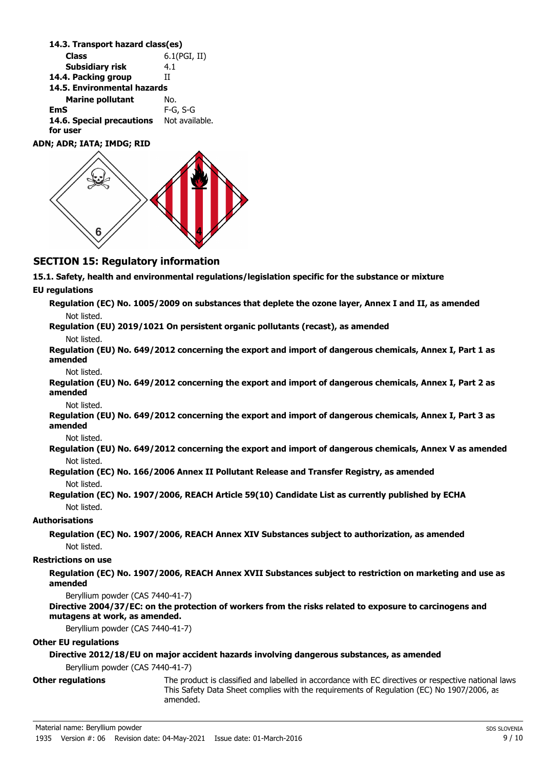**14.3. Transport hazard class(es)**

| | |
|---|---|
| **Class** | 6.1(PGI, II) |
| **Subsidiary risk** | 4.1 |
| **14.4. Packing group** | II |
| **14.5. Environmental hazards** | |
| **Marine pollutant** | No. |
| **EmS** | F-G, S-G |
| **14.6. Special precautions for user** | Not available. |

**ADN; ADR; IATA; IMDG; RID**

## SECTION 15: Regulatory information

**15.1. Safety, health and environmental regulations/legislation specific for the substance or mixture**

**EU regulations**

**Regulation (EC) No. 1005/2009 on substances that deplete the ozone layer, Annex I and II, as amended**

Not listed.

**Regulation (EU) 2019/1021 On persistent organic pollutants (recast), as amended**

Not listed.

**Regulation (EU) No. 649/2012 concerning the export and import of dangerous chemicals, Annex I, Part 1 as amended**

Not listed.

**Regulation (EU) No. 649/2012 concerning the export and import of dangerous chemicals, Annex I, Part 2 as amended**

Not listed.

**Regulation (EU) No. 649/2012 concerning the export and import of dangerous chemicals, Annex I, Part 3 as amended**

Not listed.

**Regulation (EU) No. 649/2012 concerning the export and import of dangerous chemicals, Annex V as amended**

Not listed.

**Regulation (EC) No. 166/2006 Annex II Pollutant Release and Transfer Registry, as amended**

Not listed.

**Regulation (EC) No. 1907/2006, REACH Article 59(10) Candidate List as currently published by ECHA**

Not listed.

**Authorisations**

**Regulation (EC) No. 1907/2006, REACH Annex XIV Substances subject to authorization, as amended**

Not listed.

**Restrictions on use**

**Regulation (EC) No. 1907/2006, REACH Annex XVII Substances subject to restriction on marketing and use as amended**

Beryllium powder (CAS 7440-41-7)

**Directive 2004/37/EC: on the protection of workers from the risks related to exposure to carcinogens and mutagens at work, as amended.**

Beryllium powder (CAS 7440-41-7)

**Other EU regulations**

**Directive 2012/18/EU on major accident hazards involving dangerous substances, as amended**

Beryllium powder (CAS 7440-41-7)

**Other regulations** The product is classified and labelled in accordance with EC directives or respective national laws This Safety Data Sheet complies with the requirements of Regulation (EC) No 1907/2006, as amended.

Material name: Beryllium powder

1935 Version #: 06 Revision date: 04-May-2021 Issue date: 01-March-2016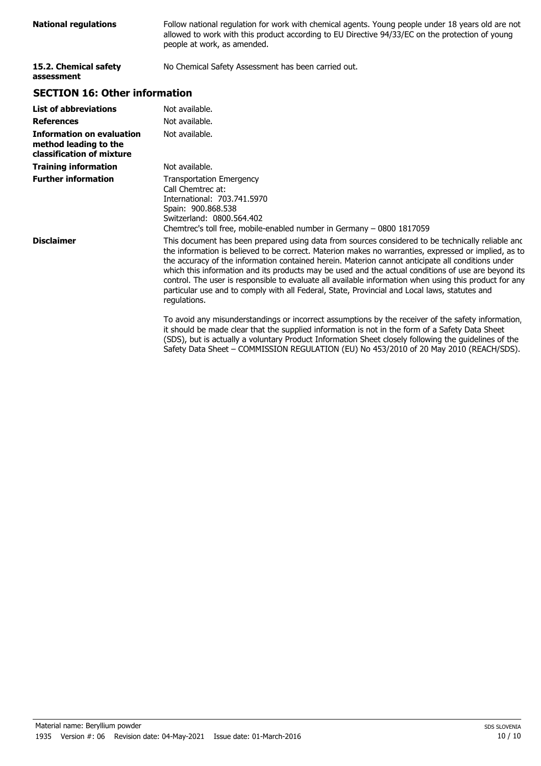**National regulations** Follow national regulation for work with chemical agents. Young people under 18 years old are not allowed to work with this product according to EU Directive 94/33/EC on the protection of young people at work, as amended.

**15.2. Chemical safety assessment** No Chemical Safety Assessment has been carried out.

## SECTION 16: Other information

**List of abbreviations** Not available.

**References** Not available.

**Information on evaluation method leading to the classification of mixture** Not available.

**Training information** Not available.

**Further information**

Transportation Emergency
Call Chemtrec at:
International: 703.741.5970
Spain: 900.868.538
Switzerland: 0800.564.402
Chemtrec's toll free, mobile-enabled number in Germany – 0800 1817059

**Disclaimer**

This document has been prepared using data from sources considered to be technically reliable and the information is believed to be correct. Materion makes no warranties, expressed or implied, as to the accuracy of the information contained herein. Materion cannot anticipate all conditions under which this information and its products may be used and the actual conditions of use are beyond its control. The user is responsible to evaluate all available information when using this product for any particular use and to comply with all Federal, State, Provincial and Local laws, statutes and regulations.

To avoid any misunderstandings or incorrect assumptions by the receiver of the safety information, it should be made clear that the supplied information is not in the form of a Safety Data Sheet (SDS), but is actually a voluntary Product Information Sheet closely following the guidelines of the Safety Data Sheet – COMMISSION REGULATION (EU) No 453/2010 of 20 May 2010 (REACH/SDS).